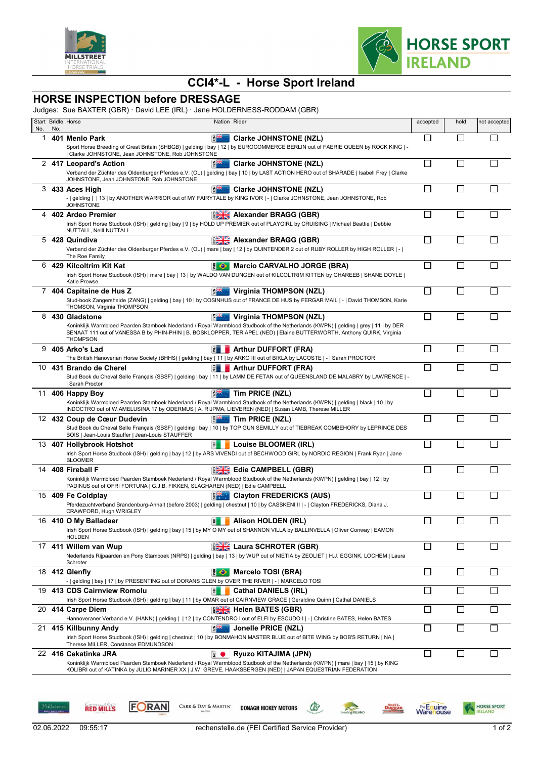# CCI4*-L - Horse Sport Ireland

## HORSE INSPECTION before DRESSAGE

Judges: Sue BAXTER (GBR) · David LEE (IRL) · Jane HOLDERNESS-RODDAM (GBR)

| Start No. | Bridle No. | Horse | Nation | Rider | accepted | hold | not accepted |
|---|---|---|---|---|---|---|---|
| 1 | 401 | **Menlo Park**<br>Sport Horse Breeding of Great Britain (SHBGB) \| gelding \| bay \| 12 \| by EUROCOMMERCE BERLIN out of FAERIE QUEEN by ROCK KING \| - \| Clarke JOHNSTONE, Jean JOHNSTONE, Rob JOHNSTONE | NZL | **Clarke JOHNSTONE (NZL)** | ☐ | ☐ | ☐ |
| 2 | 417 | **Leopard's Action**<br>Verband der Züchter des Oldenburger Pferdes e.V. (OL) \| gelding \| bay \| 10 \| by LAST ACTION HERO out of SHARADE \| Isabell Frey \| Clarke JOHNSTONE, Jean JOHNSTONE, Rob JOHNSTONE | NZL | **Clarke JOHNSTONE (NZL)** | ☐ | ☐ | ☐ |
| 3 | 433 | **Aces High**<br>- \| gelding \| \| 13 \| by ANOTHER WARRIOR out of MY FAIRYTALE by KING IVOR \| - \| Clarke JOHNSTONE, Jean JOHNSTONE, Rob JOHNSTONE | NZL | **Clarke JOHNSTONE (NZL)** | ☐ | ☐ | ☐ |
| 4 | 402 | **Ardeo Premier**<br>Irish Sport Horse Studbook (ISH) \| gelding \| bay \| 9 \| by HOLD UP PREMIER out of PLAYGIRL by CRUISING \| Michael Beattie \| Debbie NUTTALL, Neill NUTTALL | GBR | **Alexander BRAGG (GBR)** | ☐ | ☐ | ☐ |
| 5 | 428 | **Quindiva**<br>Verband der Züchter des Oldenburger Pferdes e.V. (OL) \| mare \| bay \| 12 \| by QUINTENDER 2 out of RUBY ROLLER by HIGH ROLLER \| - \| The Roe Family | GBR | **Alexander BRAGG (GBR)** | ☐ | ☐ | ☐ |
| 6 | 429 | **Kilcoltrim Kit Kat**<br>Irish Sport Horse Studbook (ISH) \| mare \| bay \| 13 \| by WALDO VAN DUNGEN out of KILCOLTRIM KITTEN by GHAREEB \| SHANE DOYLE \| Katie Prowse | BRA | **Marcio CARVALHO JORGE (BRA)** | ☐ | ☐ | ☐ |
| 7 | 404 | **Capitaine de Hus Z**<br>Stud-book Zangersheide (ZANG) \| gelding \| bay \| 10 \| by COSINHUS out of FRANCE DE HUS by FERGAR MAIL \| - \| David THOMSON, Karie THOMSON, Virginia THOMPSON | NZL | **Virginia THOMPSON (NZL)** | ☐ | ☐ | ☐ |
| 8 | 430 | **Gladstone**<br>Koninklijk Warmbloed Paarden Stamboek Nederland / Royal Warmblood Studbook of the Netherlands (KWPN) \| gelding \| grey \| 11 \| by DER SENAAT 111 out of VANESSA B by PHIN-PHIN \| B. BOSKLOPPER, TER APEL (NED) \| Elaine BUTTERWORTH, Anthony QUIRK, Virginia THOMPSON | NZL | **Virginia THOMPSON (NZL)** | ☐ | ☐ | ☐ |
| 9 | 405 | **Arko's Lad**<br>The British Hanoverian Horse Society (BHHS) \| gelding \| bay \| 11 \| by ARKO III out of BIKLA by LACOSTE \| - \| Sarah PROCTOR | FRA | **Arthur DUFFORT (FRA)** | ☐ | ☐ | ☐ |
| 10 | 431 | **Brando de Cherel**<br>Stud Book du Cheval Selle Français (SBSF) \| gelding \| bay \| 11 \| by LAMM DE FETAN out of QUEENSLAND DE MALABRY by LAWRENCE \| - \| Sarah Proctor | FRA | **Arthur DUFFORT (FRA)** | ☐ | ☐ | ☐ |
| 11 | 406 | **Happy Boy**<br>Koninklijk Warmbloed Paarden Stamboek Nederland / Royal Warmblood Studbook of the Netherlands (KWPN) \| gelding \| black \| 10 \| by INDOCTRO out of W.AMELUSINA 17 by ODERMUS \| A. RIJPMA, LIEVEREN (NED) \| Susan LAMB, Therese MILLER | NZL | **Tim PRICE (NZL)** | ☐ | ☐ | ☐ |
| 12 | 432 | **Coup de Cœur Dudevin**<br>Stud Book du Cheval Selle Français (SBSF) \| gelding \| bay \| 10 \| by TOP GUN SEMILLY out of TIEBREAK COMBEHORY by LEPRINCE DES BOIS \| Jean-Louis Stauffer \| Jean-Louis STAUFFER | NZL | **Tim PRICE (NZL)** | ☐ | ☐ | ☐ |
| 13 | 407 | **Hollybrook Hotshot**<br>Irish Sport Horse Studbook (ISH) \| gelding \| bay \| 12 \| by ARS VIVENDI out of BECHWOOD GIRL by NORDIC REGION \| Frank Ryan \| Jane BLOOMER | IRL | **Louise BLOOMER (IRL)** | ☐ | ☐ | ☐ |
| 14 | 408 | **Fireball F**<br>Koninklijk Warmbloed Paarden Stamboek Nederland / Royal Warmblood Studbook of the Netherlands (KWPN) \| gelding \| bay \| 12 \| by PADINUS out of OFRI FORTUNA \| G.J.B. FIKKEN, SLAGHAREN (NED) \| Edie CAMPBELL | GBR | **Edie CAMPBELL (GBR)** | ☐ | ☐ | ☐ |
| 15 | 409 | **Fe Coldplay**<br>Pferdezuchtverband Brandenburg-Anhalt (before 2003) \| gelding \| chestnut \| 10 \| by CASSKENI II \| - \| Clayton FREDERICKS, Diana J. CRAWFORD, Hugh WRIGLEY | AUS | **Clayton FREDERICKS (AUS)** | ☐ | ☐ | ☐ |
| 16 | 410 | **O My Balladeer**<br>Irish Sport Horse Studbook (ISH) \| gelding \| bay \| 15 \| by MY O MY out of SHANNON VILLA by BALLINVELLA \| Oliver Conway \| EAMON HOLDEN | IRL | **Alison HOLDEN (IRL)** | ☐ | ☐ | ☐ |
| 17 | 411 | **Willem van Wup**<br>Nederlands Rijpaarden en Pony Stamboek (NRPS) \| gelding \| bay \| 13 \| by WUP out of NIETIA by ZEOLIET \| H.J. EGGINK, LOCHEM \| Laura Schroter | GBR | **Laura SCHROTER (GBR)** | ☐ | ☐ | ☐ |
| 18 | 412 | **Glenfly**<br>- \| gelding \| bay \| 17 \| by PRESENTING out of DORANS GLEN by OVER THE RIVER \| - \| MARCELO TOSI | BRA | **Marcelo TOSI (BRA)** | ☐ | ☐ | ☐ |
| 19 | 413 | **CDS Cairnview Romolu**<br>Irish Sport Horse Studbook (ISH) \| gelding \| bay \| 11 \| by OMAR out of CAIRNVIEW GRACE \| Geraldine Quinn \| Cathal DANIELS | IRL | **Cathal DANIELS (IRL)** | ☐ | ☐ | ☐ |
| 20 | 414 | **Carpe Diem**<br>Hannoveraner Verband e.V. (HANN) \| gelding \| \| 12 \| by CONTENDRO I out of ELFI by ESCUDO I \| - \| Christine BATES, Helen BATES | GBR | **Helen BATES (GBR)** | ☐ | ☐ | ☐ |
| 21 | 415 | **Killbunny Andy**<br>Irish Sport Horse Studbook (ISH) \| gelding \| chestnut \| 10 \| by BONMAHON MASTER BLUE out of BITE WING by BOB'S RETURN \| NA \| Therese MILLER, Constance EDMUNDSON | NZL | **Jonelle PRICE (NZL)** | ☐ | ☐ | ☐ |
| 22 | 416 | **Cekatinka JRA**<br>Koninklijk Warmbloed Paarden Stamboek Nederland / Royal Warmblood Studbook of the Netherlands (KWPN) \| mare \| bay \| 15 \| by KING KOLIBRI out of KATINKA by JULIO MARINER XX \| J.W. GREVE, HAAKSBERGEN (NED) \| JAPAN EQUESTRIAN FEDERATION | JPN | **Ryuzo KITAJIMA (JPN)** | ☐ | ☐ | ☐ |

02.06.2022 09:55:17 rechenstelle.de (FEI Certified Service Provider)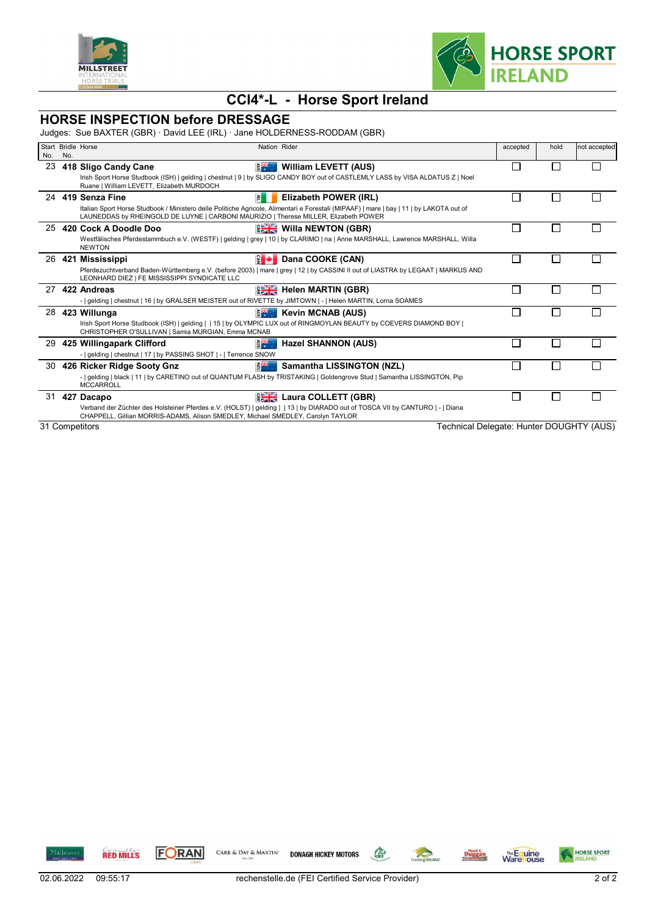# CCI4*-L - Horse Sport Ireland

## HORSE INSPECTION before DRESSAGE

Judges: Sue BAXTER (GBR) · David LEE (IRL) · Jane HOLDERNESS-RODDAM (GBR)

| Start No. | Bridle No. | Horse | Nation | Rider | accepted | hold | not accepted |
|---|---|---|---|---|---|---|---|
| 23 | 418 | **Sligo Candy Cane**<br>Irish Sport Horse Studbook (ISH) \| gelding \| chestnut \| 9 \| by SLIGO CANDY BOY out of CASTLEMLY LASS by VISA ALDATUS Z \| Noel Ruane \| William LEVETT, Elizabeth MURDOCH | AUS | **William LEVETT (AUS)** | ☐ | ☐ | ☐ |
| 24 | 419 | **Senza Fine**<br>Italian Sport Horse Studbook / Ministero delle Politiche Agricole, Alimentari e Forestali (MIPAAF) \| mare \| bay \| 11 \| by LAKOTA out of LAUNEDDAS by RHEINGOLD DE LUYNE \| CARBONI MAURIZIO \| Therese MILLER, Elizabeth POWER | IRL | **Elizabeth POWER (IRL)** | ☐ | ☐ | ☐ |
| 25 | 420 | **Cock A Doodle Doo**<br>Westfälisches Pferdestammbuch e.V. (WESTF) \| gelding \| grey \| 10 \| by CLARIMO \| na \| Anne MARSHALL, Lawrence MARSHALL, Willa NEWTON | GBR | **Willa NEWTON (GBR)** | ☐ | ☐ | ☐ |
| 26 | 421 | **Mississippi**<br>Pferdezuchtverband Baden-Württemberg e.V. (before 2003) \| mare \| grey \| 12 \| by CASSINI II out of LIASTRA by LEGAAT \| MARKUS AND LEONHARD DIEZ \| FE MISSISSIPPI SYNDICATE LLC | CAN | **Dana COOKE (CAN)** | ☐ | ☐ | ☐ |
| 27 | 422 | **Andreas**<br>- \| gelding \| chestnut \| 16 \| by GRALSER MEISTER out of RIVETTE by JIMTOWN \| - \| Helen MARTIN, Lorna SOAMES | GBR | **Helen MARTIN (GBR)** | ☐ | ☐ | ☐ |
| 28 | 423 | **Willunga**<br>Irish Sport Horse Studbook (ISH) \| gelding \| \| 15 \| by OLYMPIC LUX out of RINGMOYLAN BEAUTY by COEVERS DIAMOND BOY \| CHRISTOPHER O'SULLIVAN \| Samia MURGIAN, Emma MCNAB | AUS | **Kevin MCNAB (AUS)** | ☐ | ☐ | ☐ |
| 29 | 425 | **Willingapark Clifford**<br>- \| gelding \| chestnut \| 17 \| by PASSING SHOT \| - \| Terrence SNOW | AUS | **Hazel SHANNON (AUS)** | ☐ | ☐ | ☐ |
| 30 | 426 | **Ricker Ridge Sooty Gnz**<br>- \| gelding \| black \| 11 \| by CARETINO out of QUANTUM FLASH by TRISTAKING \| Goldengrove Stud \| Samantha LISSINGTON, Pip MCCARROLL | NZL | **Samantha LISSINGTON (NZL)** | ☐ | ☐ | ☐ |
| 31 | 427 | **Dacapo**<br>Verband der Züchter des Holsteiner Pferdes e.V. (HOLST) \| gelding \| \| 13 \| by DIARADO out of TOSCA VII by CANTURO \| - \| Diana CHAPPELL, Gillian MORRIS-ADAMS, Alison SMEDLEY, Michael SMEDLEY, Carolyn TAYLOR | GBR | **Laura COLLETT (GBR)** | ☐ | ☐ | ☐ |

31 Competitors

Technical Delegate: Hunter DOUGHTY (AUS)

02.06.2022 09:55:17 rechenstelle.de (FEI Certified Service Provider)